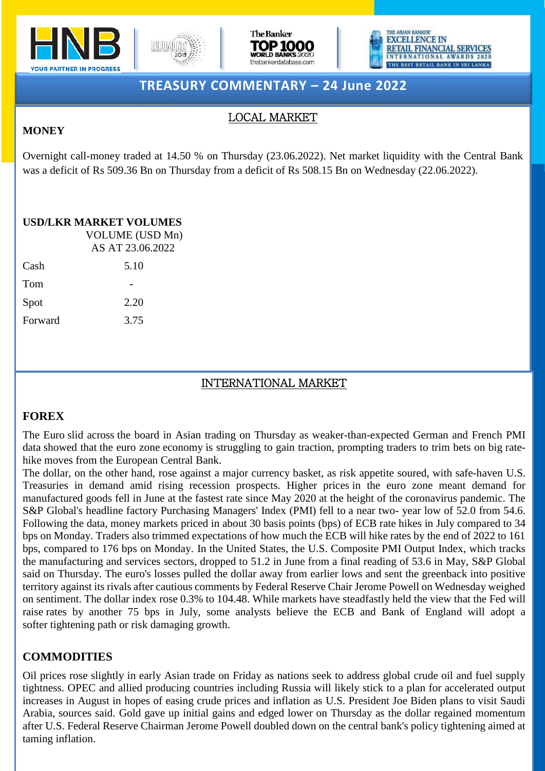# TREASURY COMMENTARY – 24 June 2022

## LOCAL MARKET

### MONEY

Overnight call-money traded at 14.50 % on Thursday (23.06.2022). Net market liquidity with the Central Bank was a deficit of Rs 509.36 Bn on Thursday from a deficit of Rs 508.15 Bn on Wednesday (22.06.2022).

### USD/LKR MARKET VOLUMES

| | VOLUME (USD Mn) AS AT 23.06.2022 |
|---|---|
| Cash | 5.10 |
| Tom | - |
| Spot | 2.20 |
| Forward | 3.75 |

## INTERNATIONAL MARKET

### FOREX

The Euro slid across the board in Asian trading on Thursday as weaker-than-expected German and French PMI data showed that the euro zone economy is struggling to gain traction, prompting traders to trim bets on big rate-hike moves from the European Central Bank.

The dollar, on the other hand, rose against a major currency basket, as risk appetite soured, with safe-haven U.S. Treasuries in demand amid rising recession prospects. Higher prices in the euro zone meant demand for manufactured goods fell in June at the fastest rate since May 2020 at the height of the coronavirus pandemic. The S&P Global's headline factory Purchasing Managers' Index (PMI) fell to a near two- year low of 52.0 from 54.6. Following the data, money markets priced in about 30 basis points (bps) of ECB rate hikes in July compared to 34 bps on Monday. Traders also trimmed expectations of how much the ECB will hike rates by the end of 2022 to 161 bps, compared to 176 bps on Monday. In the United States, the U.S. Composite PMI Output Index, which tracks the manufacturing and services sectors, dropped to 51.2 in June from a final reading of 53.6 in May, S&P Global said on Thursday. The euro's losses pulled the dollar away from earlier lows and sent the greenback into positive territory against its rivals after cautious comments by Federal Reserve Chair Jerome Powell on Wednesday weighed on sentiment. The dollar index rose 0.3% to 104.48. While markets have steadfastly held the view that the Fed will raise rates by another 75 bps in July, some analysts believe the ECB and Bank of England will adopt a softer tightening path or risk damaging growth.

### COMMODITIES

Oil prices rose slightly in early Asian trade on Friday as nations seek to address global crude oil and fuel supply tightness. OPEC and allied producing countries including Russia will likely stick to a plan for accelerated output increases in August in hopes of easing crude prices and inflation as U.S. President Joe Biden plans to visit Saudi Arabia, sources said. Gold gave up initial gains and edged lower on Thursday as the dollar regained momentum after U.S. Federal Reserve Chairman Jerome Powell doubled down on the central bank's policy tightening aimed at taming inflation.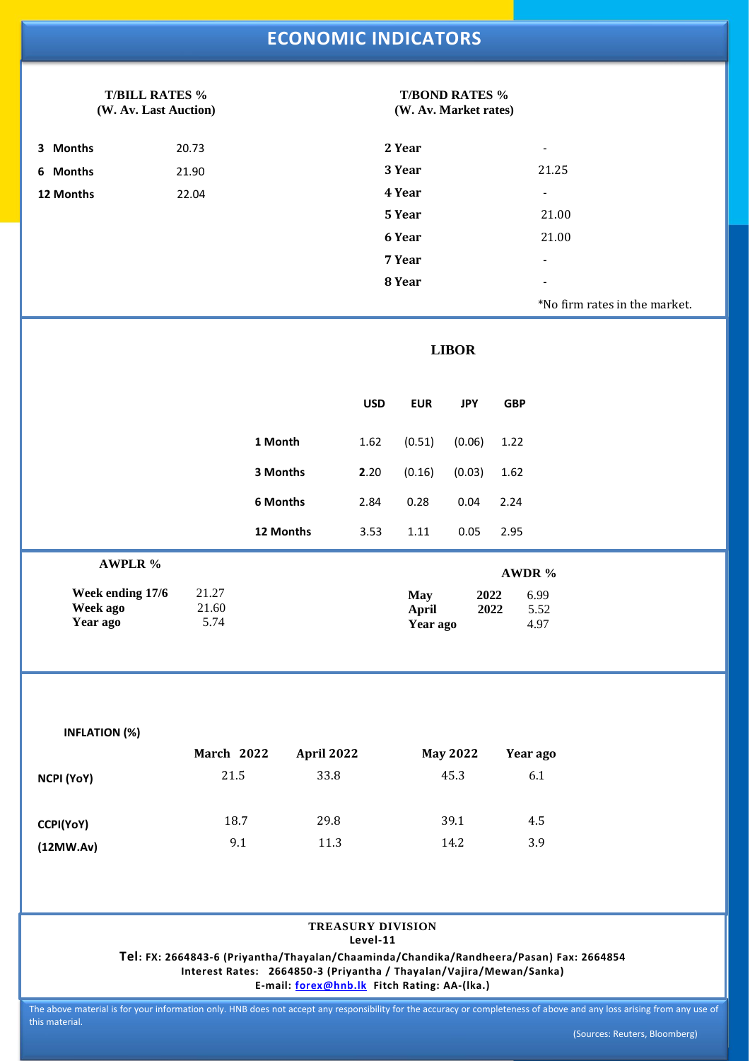# ECONOMIC INDICATORS

**T/BILL RATES %**
**(W. Av. Last Auction)**

| | |
|---|---|
| **3 Months** | 20.73 |
| **6 Months** | 21.90 |
| **12 Months** | 22.04 |

**T/BOND RATES %**
**(W. Av. Market rates)**

| | |
|---|---|
| **2 Year** | - |
| **3 Year** | 21.25 |
| **4 Year** | - |
| **5 Year** | 21.00 |
| **6 Year** | 21.00 |
| **7 Year** | - |
| **8 Year** | - |

*No firm rates in the market.

**LIBOR**

| | USD | EUR | JPY | GBP |
|---|---|---|---|---|
| **1 Month** | 1.62 | (0.51) | (0.06) | 1.22 |
| **3 Months** | 2.20 | (0.16) | (0.03) | 1.62 |
| **6 Months** | 2.84 | 0.28 | 0.04 | 2.24 |
| **12 Months** | 3.53 | 1.11 | 0.05 | 2.95 |

**AWPLR %**

| | |
|---|---|
| **Week ending 17/6** | 21.27 |
| **Week ago** | 21.60 |
| **Year ago** | 5.74 |

**AWDR %**

| | | |
|---|---|---|
| **May** | **2022** | 6.99 |
| **April** | **2022** | 5.52 |
| **Year ago** | | 4.97 |

**INFLATION (%)**

| | March 2022 | April 2022 | May 2022 | Year ago |
|---|---|---|---|---|
| **NCPI (YoY)** | 21.5 | 33.8 | 45.3 | 6.1 |
| **CCPI(YoY)** | 18.7 | 29.8 | 39.1 | 4.5 |
| **(12MW.Av)** | 9.1 | 11.3 | 14.2 | 3.9 |

**TREASURY DIVISION**
**Level-11**
**Tel: FX: 2664843-6 (Priyantha/Thayalan/Chaaminda/Chandika/Randheera/Pasan) Fax: 2664854**
**Interest Rates: 2664850-3 (Priyantha / Thayalan/Vajira/Mewan/Sanka)**
**E-mail: forex@hnb.lk Fitch Rating: AA-(lka.)**

The above material is for your information only. HNB does not accept any responsibility for the accuracy or completeness of above and any loss arising from any use of this material.

(Sources: Reuters, Bloomberg)